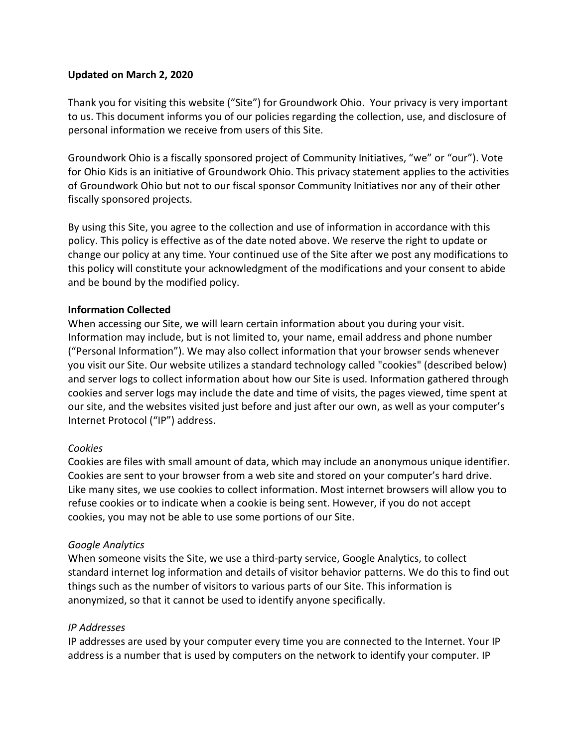**Updated on March 2, 2020**

Thank you for visiting this website ("Site") for Groundwork Ohio. Your privacy is very important to us. This document informs you of our policies regarding the collection, use, and disclosure of personal information we receive from users of this Site.

Groundwork Ohio is a fiscally sponsored project of Community Initiatives, "we" or "our"). Vote for Ohio Kids is an initiative of Groundwork Ohio. This privacy statement applies to the activities of Groundwork Ohio but not to our fiscal sponsor Community Initiatives nor any of their other fiscally sponsored projects.

By using this Site, you agree to the collection and use of information in accordance with this policy. This policy is effective as of the date noted above. We reserve the right to update or change our policy at any time. Your continued use of the Site after we post any modifications to this policy will constitute your acknowledgment of the modifications and your consent to abide and be bound by the modified policy.

**Information Collected**

When accessing our Site, we will learn certain information about you during your visit. Information may include, but is not limited to, your name, email address and phone number ("Personal Information"). We may also collect information that your browser sends whenever you visit our Site. Our website utilizes a standard technology called "cookies" (described below) and server logs to collect information about how our Site is used. Information gathered through cookies and server logs may include the date and time of visits, the pages viewed, time spent at our site, and the websites visited just before and just after our own, as well as your computer's Internet Protocol ("IP") address.

*Cookies*

Cookies are files with small amount of data, which may include an anonymous unique identifier. Cookies are sent to your browser from a web site and stored on your computer's hard drive. Like many sites, we use cookies to collect information. Most internet browsers will allow you to refuse cookies or to indicate when a cookie is being sent. However, if you do not accept cookies, you may not be able to use some portions of our Site.

*Google Analytics*

When someone visits the Site, we use a third-party service, Google Analytics, to collect standard internet log information and details of visitor behavior patterns. We do this to find out things such as the number of visitors to various parts of our Site. This information is anonymized, so that it cannot be used to identify anyone specifically.

*IP Addresses*

IP addresses are used by your computer every time you are connected to the Internet. Your IP address is a number that is used by computers on the network to identify your computer. IP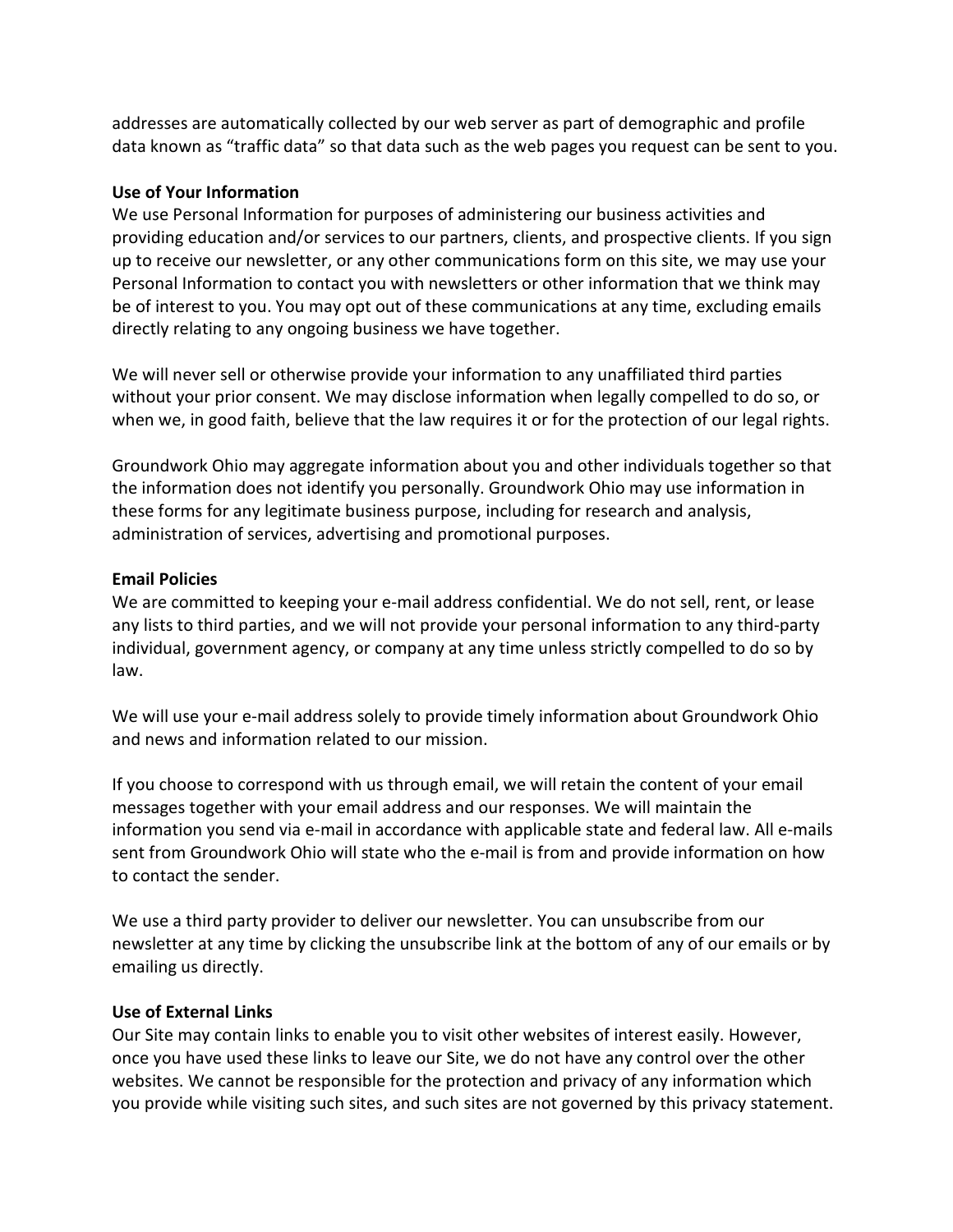addresses are automatically collected by our web server as part of demographic and profile data known as “traffic data” so that data such as the web pages you request can be sent to you.

**Use of Your Information**

We use Personal Information for purposes of administering our business activities and providing education and/or services to our partners, clients, and prospective clients. If you sign up to receive our newsletter, or any other communications form on this site, we may use your Personal Information to contact you with newsletters or other information that we think may be of interest to you. You may opt out of these communications at any time, excluding emails directly relating to any ongoing business we have together.

We will never sell or otherwise provide your information to any unaffiliated third parties without your prior consent. We may disclose information when legally compelled to do so, or when we, in good faith, believe that the law requires it or for the protection of our legal rights.

Groundwork Ohio may aggregate information about you and other individuals together so that the information does not identify you personally. Groundwork Ohio may use information in these forms for any legitimate business purpose, including for research and analysis, administration of services, advertising and promotional purposes.

**Email Policies**

We are committed to keeping your e-mail address confidential. We do not sell, rent, or lease any lists to third parties, and we will not provide your personal information to any third-party individual, government agency, or company at any time unless strictly compelled to do so by law.

We will use your e-mail address solely to provide timely information about Groundwork Ohio and news and information related to our mission.

If you choose to correspond with us through email, we will retain the content of your email messages together with your email address and our responses. We will maintain the information you send via e-mail in accordance with applicable state and federal law. All e-mails sent from Groundwork Ohio will state who the e-mail is from and provide information on how to contact the sender.

We use a third party provider to deliver our newsletter. You can unsubscribe from our newsletter at any time by clicking the unsubscribe link at the bottom of any of our emails or by emailing us directly.

**Use of External Links**

Our Site may contain links to enable you to visit other websites of interest easily. However, once you have used these links to leave our Site, we do not have any control over the other websites. We cannot be responsible for the protection and privacy of any information which you provide while visiting such sites, and such sites are not governed by this privacy statement.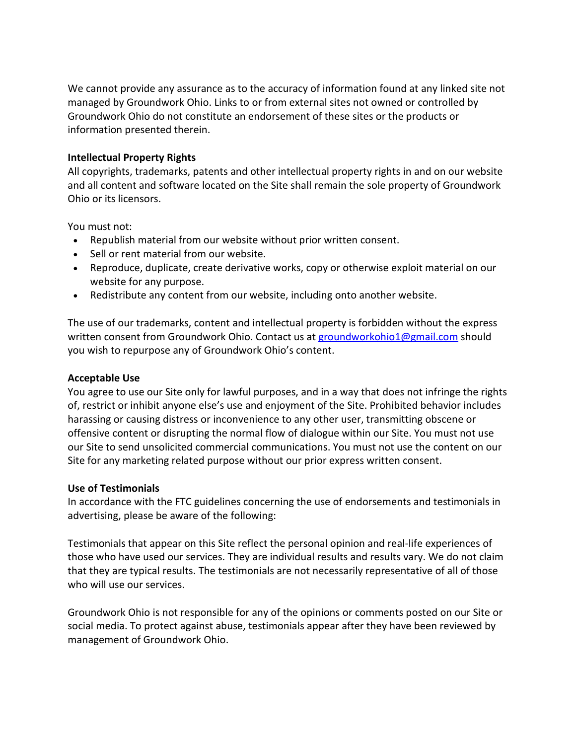We cannot provide any assurance as to the accuracy of information found at any linked site not managed by Groundwork Ohio. Links to or from external sites not owned or controlled by Groundwork Ohio do not constitute an endorsement of these sites or the products or information presented therein.

**Intellectual Property Rights**
All copyrights, trademarks, patents and other intellectual property rights in and on our website and all content and software located on the Site shall remain the sole property of Groundwork Ohio or its licensors.

You must not:

- Republish material from our website without prior written consent.
- Sell or rent material from our website.
- Reproduce, duplicate, create derivative works, copy or otherwise exploit material on our website for any purpose.
- Redistribute any content from our website, including onto another website.

The use of our trademarks, content and intellectual property is forbidden without the express written consent from Groundwork Ohio. Contact us at groundworkohio1@gmail.com should you wish to repurpose any of Groundwork Ohio's content.

**Acceptable Use**
You agree to use our Site only for lawful purposes, and in a way that does not infringe the rights of, restrict or inhibit anyone else's use and enjoyment of the Site. Prohibited behavior includes harassing or causing distress or inconvenience to any other user, transmitting obscene or offensive content or disrupting the normal flow of dialogue within our Site. You must not use our Site to send unsolicited commercial communications. You must not use the content on our Site for any marketing related purpose without our prior express written consent.

**Use of Testimonials**
In accordance with the FTC guidelines concerning the use of endorsements and testimonials in advertising, please be aware of the following:

Testimonials that appear on this Site reflect the personal opinion and real-life experiences of those who have used our services. They are individual results and results vary. We do not claim that they are typical results. The testimonials are not necessarily representative of all of those who will use our services.

Groundwork Ohio is not responsible for any of the opinions or comments posted on our Site or social media. To protect against abuse, testimonials appear after they have been reviewed by management of Groundwork Ohio.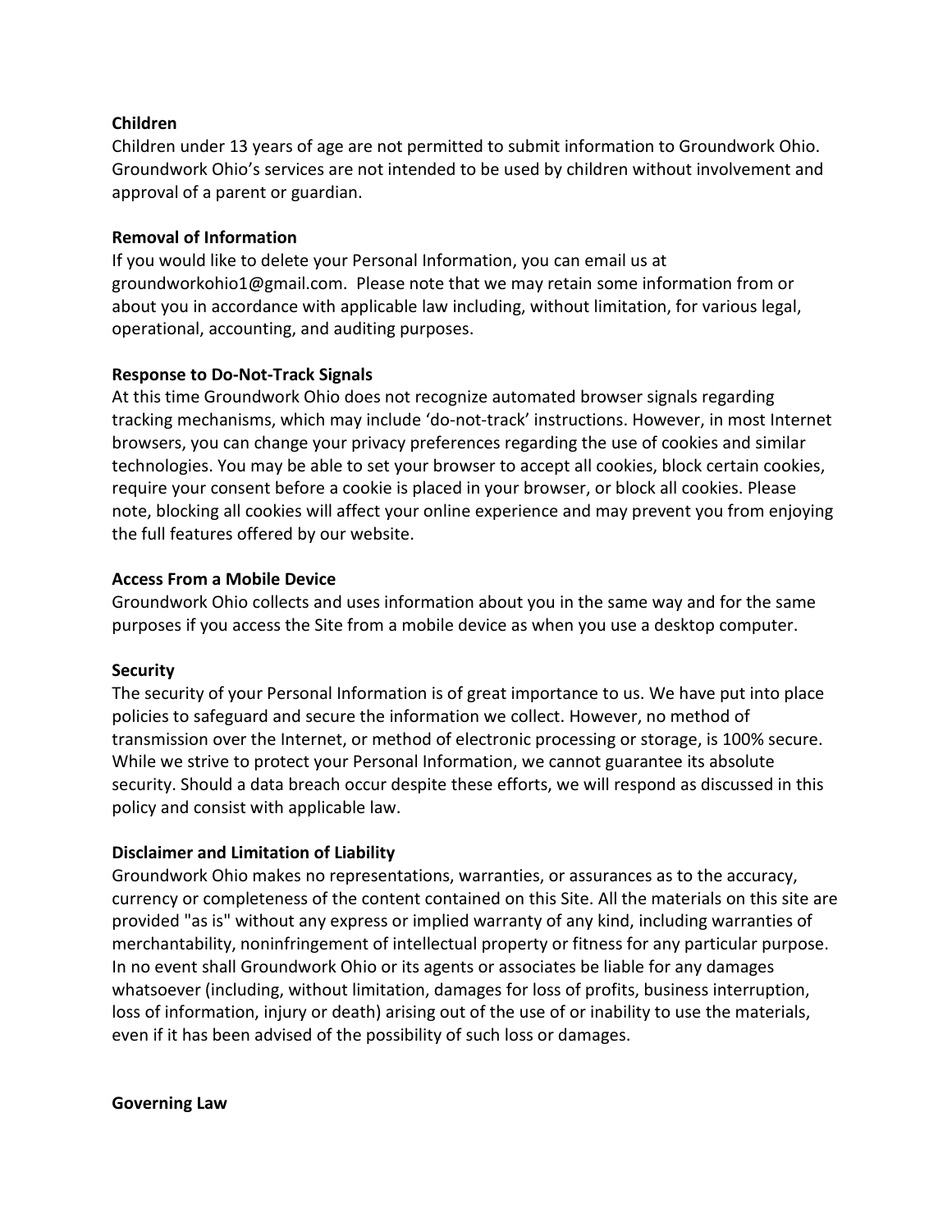**Children**

Children under 13 years of age are not permitted to submit information to Groundwork Ohio. Groundwork Ohio's services are not intended to be used by children without involvement and approval of a parent or guardian.

**Removal of Information**

If you would like to delete your Personal Information, you can email us at groundworkohio1@gmail.com. Please note that we may retain some information from or about you in accordance with applicable law including, without limitation, for various legal, operational, accounting, and auditing purposes.

**Response to Do-Not-Track Signals**

At this time Groundwork Ohio does not recognize automated browser signals regarding tracking mechanisms, which may include 'do-not-track' instructions. However, in most Internet browsers, you can change your privacy preferences regarding the use of cookies and similar technologies. You may be able to set your browser to accept all cookies, block certain cookies, require your consent before a cookie is placed in your browser, or block all cookies. Please note, blocking all cookies will affect your online experience and may prevent you from enjoying the full features offered by our website.

**Access From a Mobile Device**

Groundwork Ohio collects and uses information about you in the same way and for the same purposes if you access the Site from a mobile device as when you use a desktop computer.

**Security**

The security of your Personal Information is of great importance to us. We have put into place policies to safeguard and secure the information we collect. However, no method of transmission over the Internet, or method of electronic processing or storage, is 100% secure. While we strive to protect your Personal Information, we cannot guarantee its absolute security. Should a data breach occur despite these efforts, we will respond as discussed in this policy and consist with applicable law.

**Disclaimer and Limitation of Liability**

Groundwork Ohio makes no representations, warranties, or assurances as to the accuracy, currency or completeness of the content contained on this Site. All the materials on this site are provided "as is" without any express or implied warranty of any kind, including warranties of merchantability, noninfringement of intellectual property or fitness for any particular purpose. In no event shall Groundwork Ohio or its agents or associates be liable for any damages whatsoever (including, without limitation, damages for loss of profits, business interruption, loss of information, injury or death) arising out of the use of or inability to use the materials, even if it has been advised of the possibility of such loss or damages.

**Governing Law**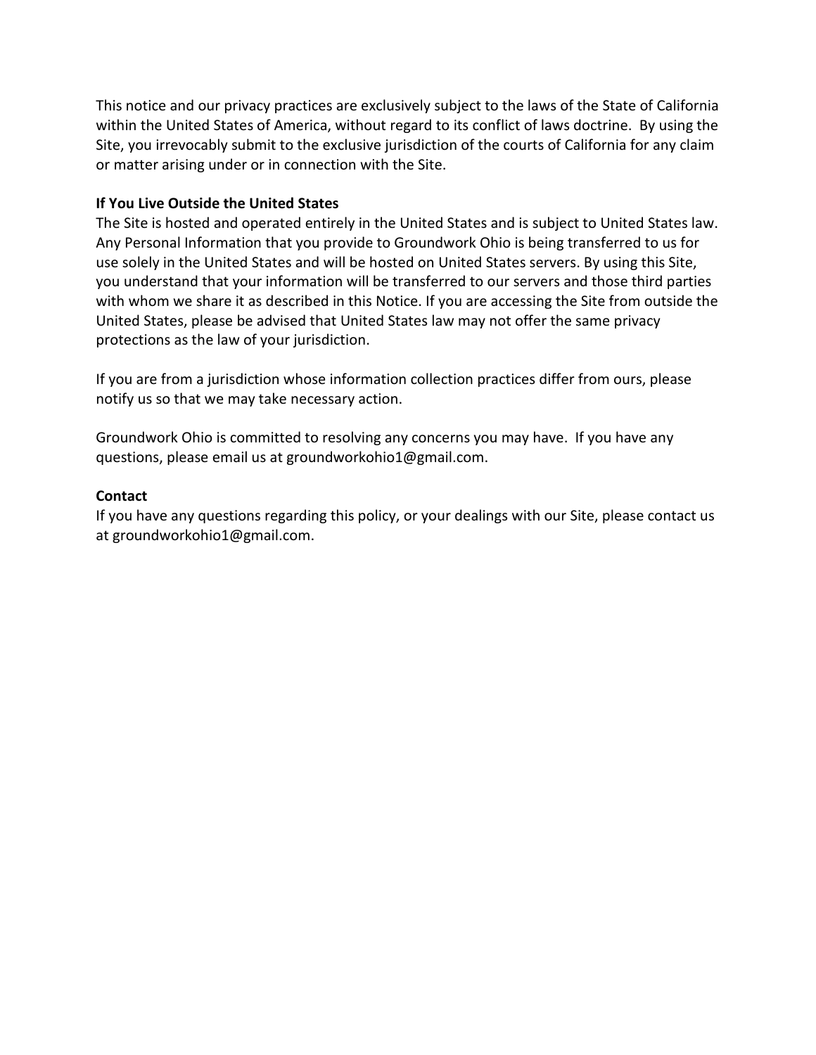This notice and our privacy practices are exclusively subject to the laws of the State of California within the United States of America, without regard to its conflict of laws doctrine. By using the Site, you irrevocably submit to the exclusive jurisdiction of the courts of California for any claim or matter arising under or in connection with the Site.

**If You Live Outside the United States**

The Site is hosted and operated entirely in the United States and is subject to United States law. Any Personal Information that you provide to Groundwork Ohio is being transferred to us for use solely in the United States and will be hosted on United States servers. By using this Site, you understand that your information will be transferred to our servers and those third parties with whom we share it as described in this Notice. If you are accessing the Site from outside the United States, please be advised that United States law may not offer the same privacy protections as the law of your jurisdiction.

If you are from a jurisdiction whose information collection practices differ from ours, please notify us so that we may take necessary action.

Groundwork Ohio is committed to resolving any concerns you may have. If you have any questions, please email us at groundworkohio1@gmail.com.

**Contact**

If you have any questions regarding this policy, or your dealings with our Site, please contact us at groundworkohio1@gmail.com.